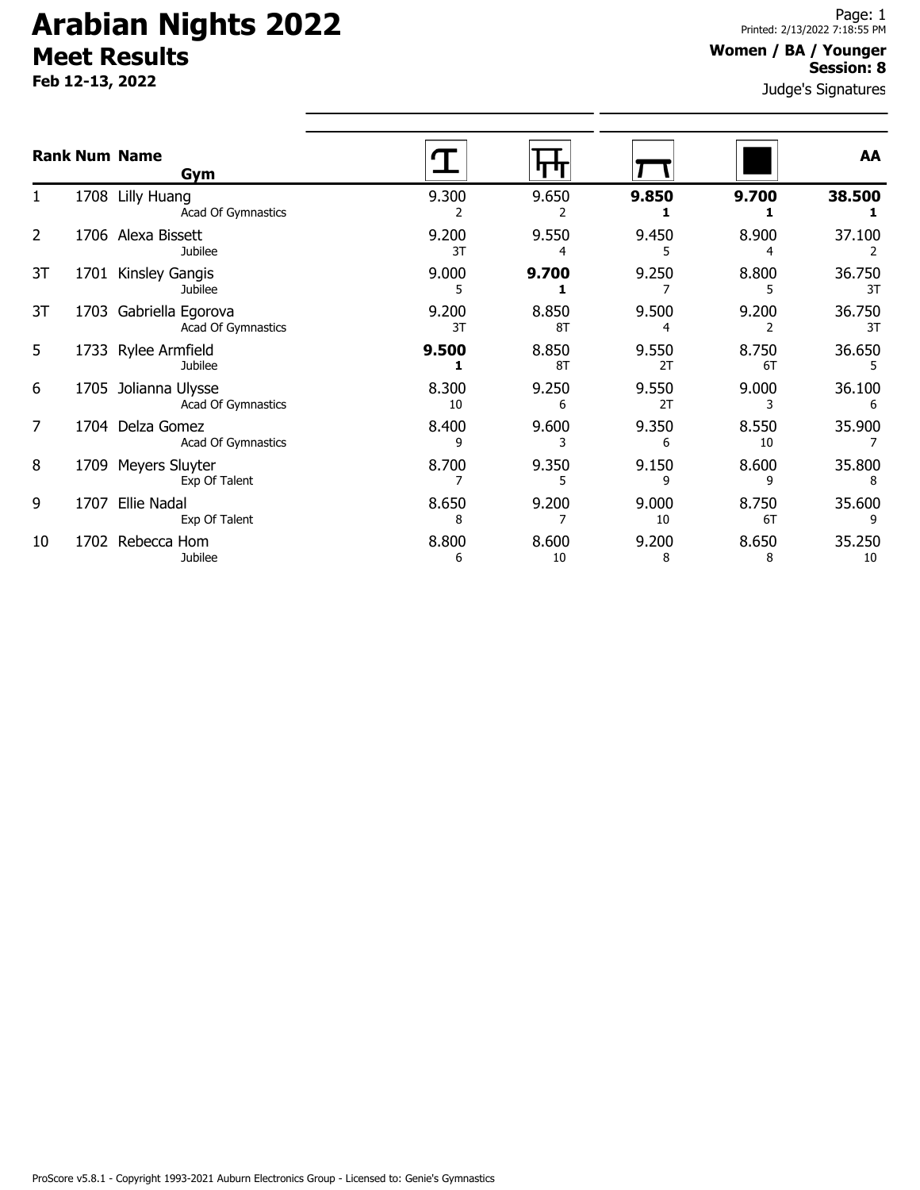# Arabian Nights 2022

## Meet Results

**Feb 12-13, 2022**

Printed: 2/13/2022 7:18:55 PM

**Women / BA / Younger**
**Session: 8**

Judge's Signatures

| Rank | Num | Name / Gym | Vault | Bars | Beam | Floor | AA |
|---|---|---|---|---|---|---|---|
| 1 | 1708 | Lilly Huang<br>Acad Of Gymnastics | 9.300<br>2 | 9.650<br>2 | **9.850**<br>**1** | **9.700**<br>**1** | **38.500**<br>**1** |
| 2 | 1706 | Alexa Bissett<br>Jubilee | 9.200<br>3T | 9.550<br>4 | 9.450<br>5 | 8.900<br>4 | 37.100<br>2 |
| 3T | 1701 | Kinsley Gangis<br>Jubilee | 9.000<br>5 | **9.700**<br>**1** | 9.250<br>7 | 8.800<br>5 | 36.750<br>3T |
| 3T | 1703 | Gabriella Egorova<br>Acad Of Gymnastics | 9.200<br>3T | 8.850<br>8T | 9.500<br>4 | 9.200<br>2 | 36.750<br>3T |
| 5 | 1733 | Rylee Armfield<br>Jubilee | **9.500**<br>**1** | 8.850<br>8T | 9.550<br>2T | 8.750<br>6T | 36.650<br>5 |
| 6 | 1705 | Jolianna Ulysse<br>Acad Of Gymnastics | 8.300<br>10 | 9.250<br>6 | 9.550<br>2T | 9.000<br>3 | 36.100<br>6 |
| 7 | 1704 | Delza Gomez<br>Acad Of Gymnastics | 8.400<br>9 | 9.600<br>3 | 9.350<br>6 | 8.550<br>10 | 35.900<br>7 |
| 8 | 1709 | Meyers Sluyter<br>Exp Of Talent | 8.700<br>7 | 9.350<br>5 | 9.150<br>9 | 8.600<br>9 | 35.800<br>8 |
| 9 | 1707 | Ellie Nadal<br>Exp Of Talent | 8.650<br>8 | 9.200<br>7 | 9.000<br>10 | 8.750<br>6T | 35.600<br>9 |
| 10 | 1702 | Rebecca Hom<br>Jubilee | 8.800<br>6 | 8.600<br>10 | 9.200<br>8 | 8.650<br>8 | 35.250<br>10 |

ProScore v5.8.1 - Copyright 1993-2021 Auburn Electronics Group - Licensed to: Genie's Gymnastics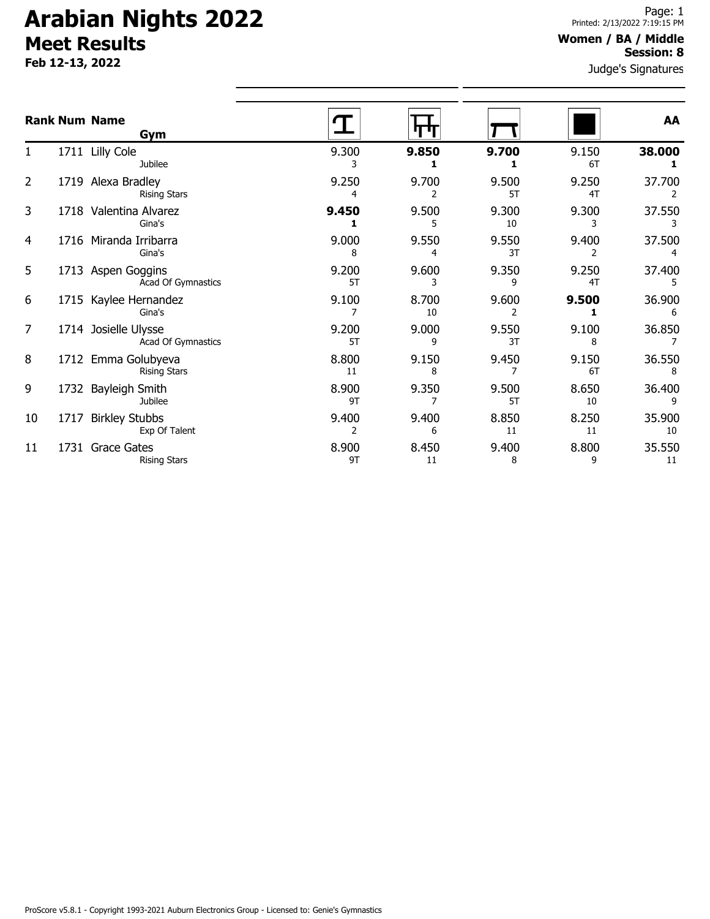# Arabian Nights 2022

## Meet Results

**Feb 12-13, 2022**

**Women / BA / Middle**
**Session: 8**

Judge's Signatures

| Rank | Num | Name / Gym | Vault | Bars | Beam | Floor | AA |
|---|---|---|---|---|---|---|---|
| 1 | 1711 | Lilly Cole<br>Jubilee | 9.300<br>3 | **9.850**<br>**1** | **9.700**<br>**1** | 9.150<br>6T | **38.000**<br>**1** |
| 2 | 1719 | Alexa Bradley<br>Rising Stars | 9.250<br>4 | 9.700<br>2 | 9.500<br>5T | 9.250<br>4T | 37.700<br>2 |
| 3 | 1718 | Valentina Alvarez<br>Gina's | **9.450**<br>**1** | 9.500<br>5 | 9.300<br>10 | 9.300<br>3 | 37.550<br>3 |
| 4 | 1716 | Miranda Irribarra<br>Gina's | 9.000<br>8 | 9.550<br>4 | 9.550<br>3T | 9.400<br>2 | 37.500<br>4 |
| 5 | 1713 | Aspen Goggins<br>Acad Of Gymnastics | 9.200<br>5T | 9.600<br>3 | 9.350<br>9 | 9.250<br>4T | 37.400<br>5 |
| 6 | 1715 | Kaylee Hernandez<br>Gina's | 9.100<br>7 | 8.700<br>10 | 9.600<br>2 | **9.500**<br>**1** | 36.900<br>6 |
| 7 | 1714 | Josielle Ulysse<br>Acad Of Gymnastics | 9.200<br>5T | 9.000<br>9 | 9.550<br>3T | 9.100<br>8 | 36.850<br>7 |
| 8 | 1712 | Emma Golubyeva<br>Rising Stars | 8.800<br>11 | 9.150<br>8 | 9.450<br>7 | 9.150<br>6T | 36.550<br>8 |
| 9 | 1732 | Bayleigh Smith<br>Jubilee | 8.900<br>9T | 9.350<br>7 | 9.500<br>5T | 8.650<br>10 | 36.400<br>9 |
| 10 | 1717 | Birkley Stubbs<br>Exp Of Talent | 9.400<br>2 | 9.400<br>6 | 8.850<br>11 | 8.250<br>11 | 35.900<br>10 |
| 11 | 1731 | Grace Gates<br>Rising Stars | 8.900<br>9T | 8.450<br>11 | 9.400<br>8 | 8.800<br>9 | 35.550<br>11 |

ProScore v5.8.1 - Copyright 1993-2021 Auburn Electronics Group - Licensed to: Genie's Gymnastics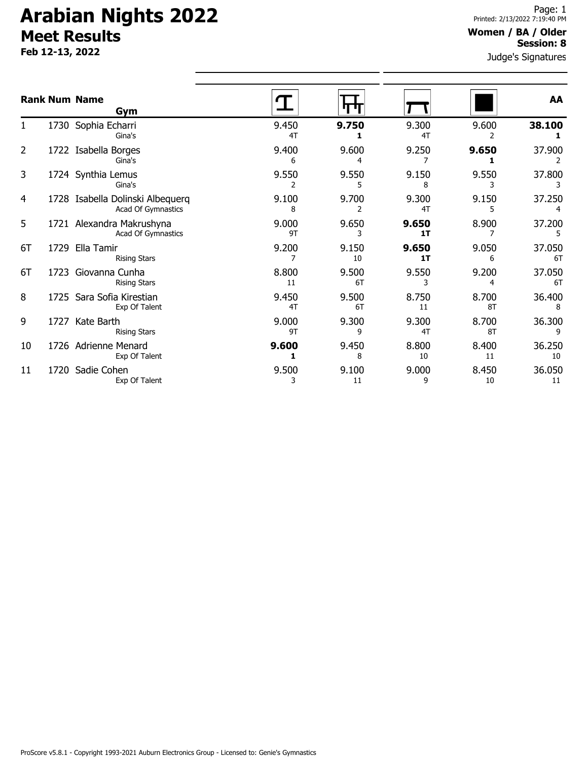# Arabian Nights 2022

## Meet Results

**Feb 12-13, 2022**

**Women / BA / Older**
**Session: 8**

Judge's Signatures

| Rank | Num | Name / Gym | Vault | Bars | Beam | Floor | AA |
|---|---|---|---|---|---|---|---|
| 1 | 1730 | Sophia Echarri<br>Gina's | 9.450<br>4T | **9.750**<br>**1** | 9.300<br>4T | 9.600<br>2 | **38.100**<br>**1** |
| 2 | 1722 | Isabella Borges<br>Gina's | 9.400<br>6 | 9.600<br>4 | 9.250<br>7 | **9.650**<br>**1** | 37.900<br>2 |
| 3 | 1724 | Synthia Lemus<br>Gina's | 9.550<br>2 | 9.550<br>5 | 9.150<br>8 | 9.550<br>3 | 37.800<br>3 |
| 4 | 1728 | Isabella Dolinski Albequerq<br>Acad Of Gymnastics | 9.100<br>8 | 9.700<br>2 | 9.300<br>4T | 9.150<br>5 | 37.250<br>4 |
| 5 | 1721 | Alexandra Makrushyna<br>Acad Of Gymnastics | 9.000<br>9T | 9.650<br>3 | **9.650**<br>**1T** | 8.900<br>7 | 37.200<br>5 |
| 6T | 1729 | Ella Tamir<br>Rising Stars | 9.200<br>7 | 9.150<br>10 | **9.650**<br>**1T** | 9.050<br>6 | 37.050<br>6T |
| 6T | 1723 | Giovanna Cunha<br>Rising Stars | 8.800<br>11 | 9.500<br>6T | 9.550<br>3 | 9.200<br>4 | 37.050<br>6T |
| 8 | 1725 | Sara Sofia Kirestian<br>Exp Of Talent | 9.450<br>4T | 9.500<br>6T | 8.750<br>11 | 8.700<br>8T | 36.400<br>8 |
| 9 | 1727 | Kate Barth<br>Rising Stars | 9.000<br>9T | 9.300<br>9 | 9.300<br>4T | 8.700<br>8T | 36.300<br>9 |
| 10 | 1726 | Adrienne Menard<br>Exp Of Talent | **9.600**<br>**1** | 9.450<br>8 | 8.800<br>10 | 8.400<br>11 | 36.250<br>10 |
| 11 | 1720 | Sadie Cohen<br>Exp Of Talent | 9.500<br>3 | 9.100<br>11 | 9.000<br>9 | 8.450<br>10 | 36.050<br>11 |

ProScore v5.8.1 - Copyright 1993-2021 Auburn Electronics Group - Licensed to: Genie's Gymnastics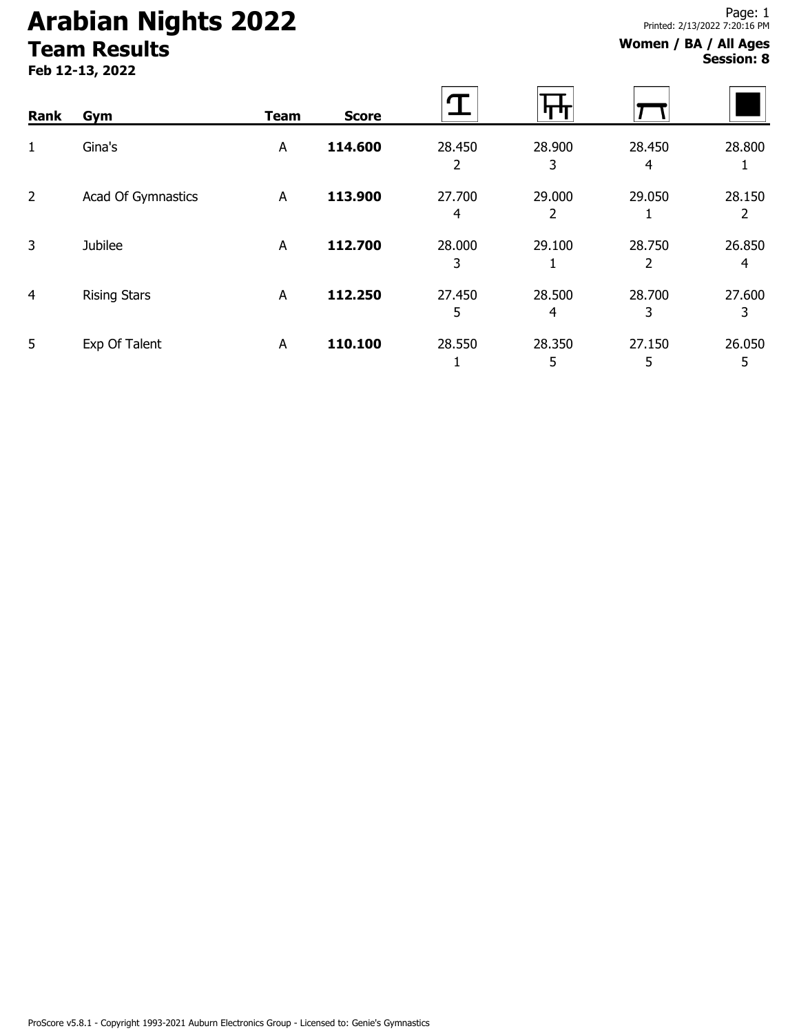# Arabian Nights 2022

## Team Results

**Feb 12-13, 2022**

Printed: 2/13/2022 7:20:16 PM

**Women / BA / All Ages**
**Session: 8**

| Rank | Gym | Team | Score | Vault | Bars | Beam | Floor |
|---|---|---|---|---|---|---|---|
| 1 | Gina's | A | **114.600** | 28.450<br>2 | 28.900<br>3 | 28.450<br>4 | 28.800<br>1 |
| 2 | Acad Of Gymnastics | A | **113.900** | 27.700<br>4 | 29.000<br>2 | 29.050<br>1 | 28.150<br>2 |
| 3 | Jubilee | A | **112.700** | 28.000<br>3 | 29.100<br>1 | 28.750<br>2 | 26.850<br>4 |
| 4 | Rising Stars | A | **112.250** | 27.450<br>5 | 28.500<br>4 | 28.700<br>3 | 27.600<br>3 |
| 5 | Exp Of Talent | A | **110.100** | 28.550<br>1 | 28.350<br>5 | 27.150<br>5 | 26.050<br>5 |

ProScore v5.8.1 - Copyright 1993-2021 Auburn Electronics Group - Licensed to: Genie's Gymnastics